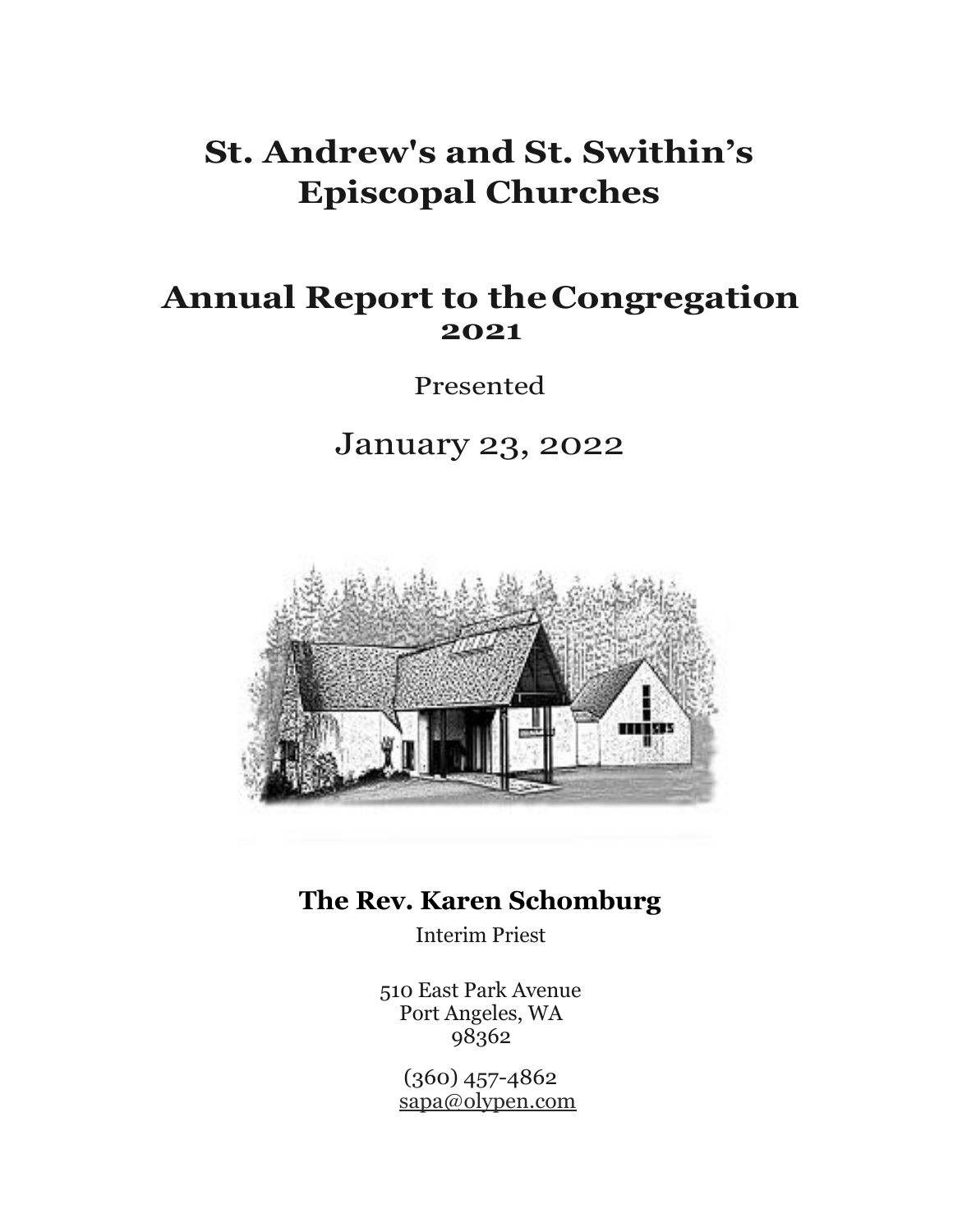# St. Andrew's and St. Swithin's Episcopal Churches

## Annual Report to the Congregation 2021

Presented

January 23, 2022

**The Rev. Karen Schomburg**

Interim Priest

510 East Park Avenue
Port Angeles, WA
98362

(360) 457-4862
sapa@olypen.com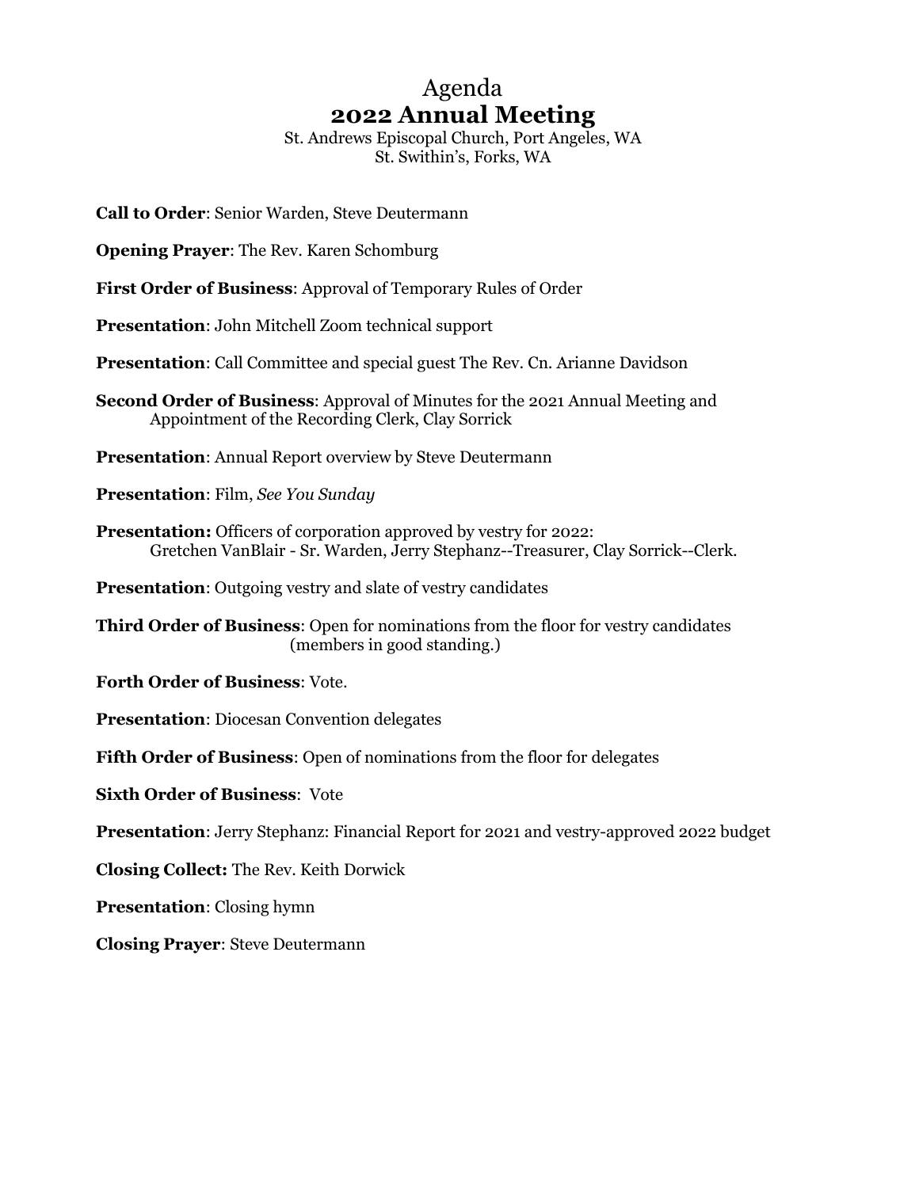# Agenda
# **2022 Annual Meeting**

St. Andrews Episcopal Church, Port Angeles, WA
St. Swithin's, Forks, WA

**Call to Order**: Senior Warden, Steve Deutermann

**Opening Prayer**: The Rev. Karen Schomburg

**First Order of Business**: Approval of Temporary Rules of Order

**Presentation**: John Mitchell Zoom technical support

**Presentation**: Call Committee and special guest The Rev. Cn. Arianne Davidson

**Second Order of Business**: Approval of Minutes for the 2021 Annual Meeting and Appointment of the Recording Clerk, Clay Sorrick

**Presentation**: Annual Report overview by Steve Deutermann

**Presentation**: Film, *See You Sunday*

**Presentation:** Officers of corporation approved by vestry for 2022:
Gretchen VanBlair - Sr. Warden, Jerry Stephanz--Treasurer, Clay Sorrick--Clerk.

**Presentation**: Outgoing vestry and slate of vestry candidates

**Third Order of Business**: Open for nominations from the floor for vestry candidates (members in good standing.)

**Forth Order of Business**: Vote.

**Presentation**: Diocesan Convention delegates

**Fifth Order of Business**: Open of nominations from the floor for delegates

**Sixth Order of Business**: Vote

**Presentation**: Jerry Stephanz: Financial Report for 2021 and vestry-approved 2022 budget

**Closing Collect:** The Rev. Keith Dorwick

**Presentation**: Closing hymn

**Closing Prayer**: Steve Deutermann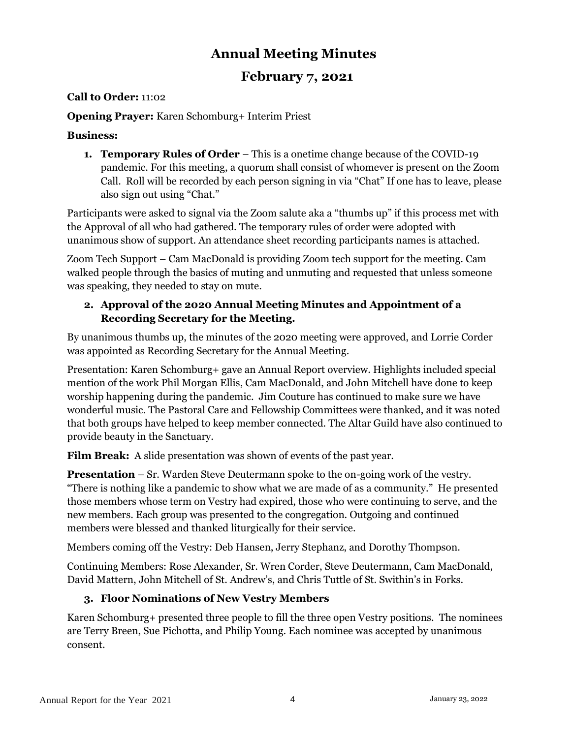# Annual Meeting Minutes

## February 7, 2021

**Call to Order:** 11:02

**Opening Prayer:** Karen Schomburg+ Interim Priest

**Business:**

1. **Temporary Rules of Order** – This is a onetime change because of the COVID-19 pandemic. For this meeting, a quorum shall consist of whomever is present on the Zoom Call. Roll will be recorded by each person signing in via "Chat" If one has to leave, please also sign out using "Chat."

Participants were asked to signal via the Zoom salute aka a "thumbs up" if this process met with the Approval of all who had gathered. The temporary rules of order were adopted with unanimous show of support. An attendance sheet recording participants names is attached.

Zoom Tech Support – Cam MacDonald is providing Zoom tech support for the meeting. Cam walked people through the basics of muting and unmuting and requested that unless someone was speaking, they needed to stay on mute.

2. **Approval of the 2020 Annual Meeting Minutes and Appointment of a Recording Secretary for the Meeting.**

By unanimous thumbs up, the minutes of the 2020 meeting were approved, and Lorrie Corder was appointed as Recording Secretary for the Annual Meeting.

Presentation: Karen Schomburg+ gave an Annual Report overview. Highlights included special mention of the work Phil Morgan Ellis, Cam MacDonald, and John Mitchell have done to keep worship happening during the pandemic. Jim Couture has continued to make sure we have wonderful music. The Pastoral Care and Fellowship Committees were thanked, and it was noted that both groups have helped to keep member connected. The Altar Guild have also continued to provide beauty in the Sanctuary.

**Film Break:** A slide presentation was shown of events of the past year.

**Presentation** – Sr. Warden Steve Deutermann spoke to the on-going work of the vestry. "There is nothing like a pandemic to show what we are made of as a community." He presented those members whose term on Vestry had expired, those who were continuing to serve, and the new members. Each group was presented to the congregation. Outgoing and continued members were blessed and thanked liturgically for their service.

Members coming off the Vestry: Deb Hansen, Jerry Stephanz, and Dorothy Thompson.

Continuing Members: Rose Alexander, Sr. Wren Corder, Steve Deutermann, Cam MacDonald, David Mattern, John Mitchell of St. Andrew's, and Chris Tuttle of St. Swithin's in Forks.

3. **Floor Nominations of New Vestry Members**

Karen Schomburg+ presented three people to fill the three open Vestry positions. The nominees are Terry Breen, Sue Pichotta, and Philip Young. Each nominee was accepted by unanimous consent.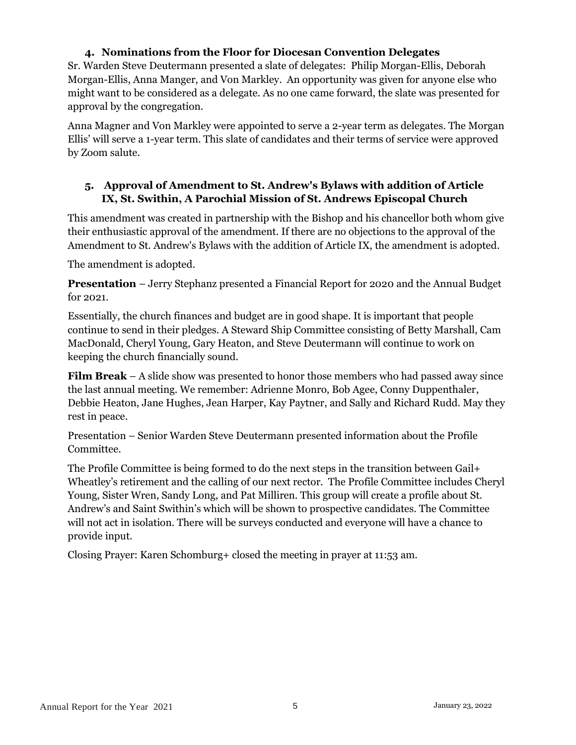### 4. Nominations from the Floor for Diocesan Convention Delegates

Sr. Warden Steve Deutermann presented a slate of delegates: Philip Morgan-Ellis, Deborah Morgan-Ellis, Anna Manger, and Von Markley. An opportunity was given for anyone else who might want to be considered as a delegate. As no one came forward, the slate was presented for approval by the congregation.

Anna Magner and Von Markley were appointed to serve a 2-year term as delegates. The Morgan Ellis' will serve a 1-year term. This slate of candidates and their terms of service were approved by Zoom salute.

### 5. Approval of Amendment to St. Andrew's Bylaws with addition of Article IX, St. Swithin, A Parochial Mission of St. Andrews Episcopal Church

This amendment was created in partnership with the Bishop and his chancellor both whom give their enthusiastic approval of the amendment. If there are no objections to the approval of the Amendment to St. Andrew's Bylaws with the addition of Article IX, the amendment is adopted.

The amendment is adopted.

**Presentation** – Jerry Stephanz presented a Financial Report for 2020 and the Annual Budget for 2021.

Essentially, the church finances and budget are in good shape. It is important that people continue to send in their pledges. A Steward Ship Committee consisting of Betty Marshall, Cam MacDonald, Cheryl Young, Gary Heaton, and Steve Deutermann will continue to work on keeping the church financially sound.

**Film Break** – A slide show was presented to honor those members who had passed away since the last annual meeting. We remember: Adrienne Monro, Bob Agee, Conny Duppenthaler, Debbie Heaton, Jane Hughes, Jean Harper, Kay Paytner, and Sally and Richard Rudd. May they rest in peace.

Presentation – Senior Warden Steve Deutermann presented information about the Profile Committee.

The Profile Committee is being formed to do the next steps in the transition between Gail+ Wheatley's retirement and the calling of our next rector. The Profile Committee includes Cheryl Young, Sister Wren, Sandy Long, and Pat Milliren. This group will create a profile about St. Andrew's and Saint Swithin's which will be shown to prospective candidates. The Committee will not act in isolation. There will be surveys conducted and everyone will have a chance to provide input.

Closing Prayer: Karen Schomburg+ closed the meeting in prayer at 11:53 am.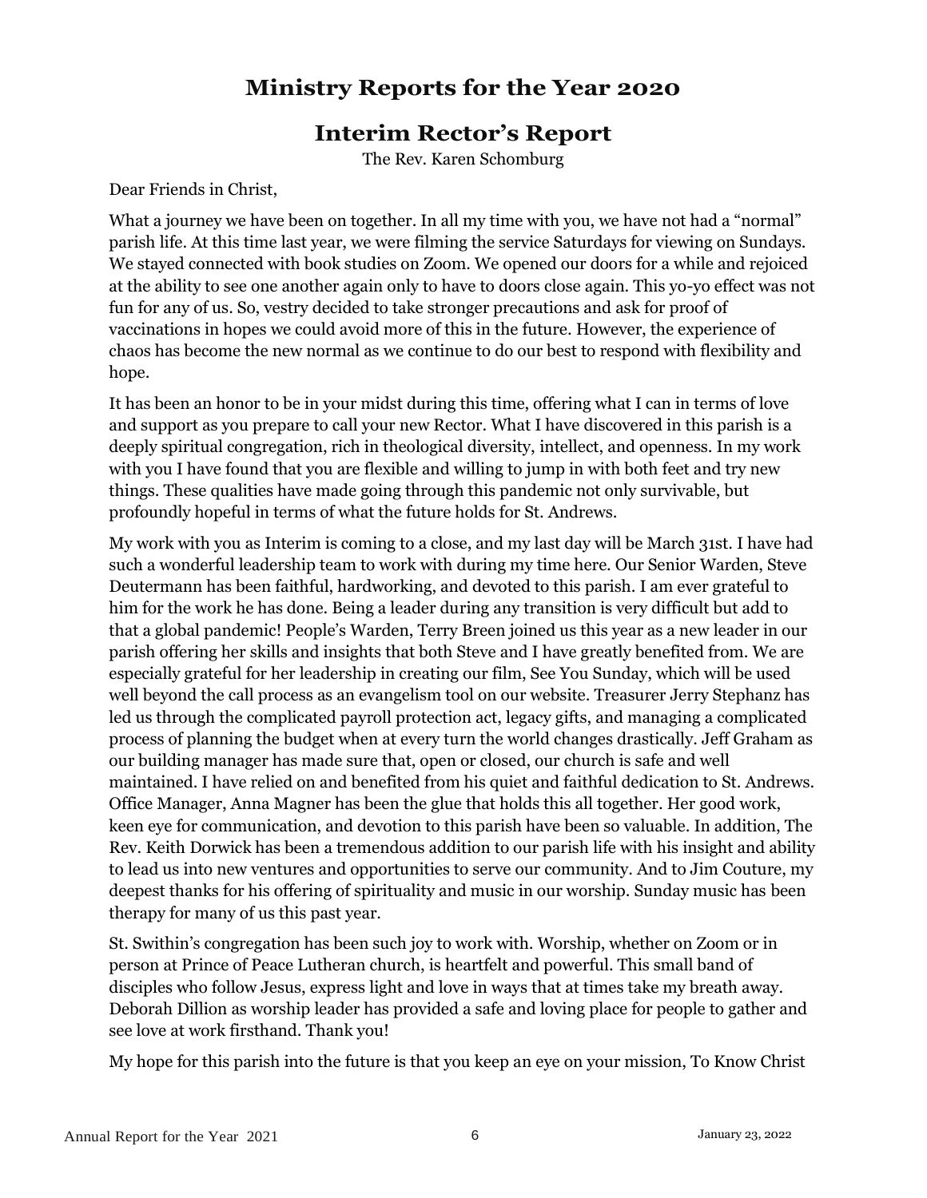# Ministry Reports for the Year 2020

## Interim Rector's Report

The Rev. Karen Schomburg

Dear Friends in Christ,

What a journey we have been on together. In all my time with you, we have not had a "normal" parish life. At this time last year, we were filming the service Saturdays for viewing on Sundays. We stayed connected with book studies on Zoom. We opened our doors for a while and rejoiced at the ability to see one another again only to have to doors close again. This yo-yo effect was not fun for any of us. So, vestry decided to take stronger precautions and ask for proof of vaccinations in hopes we could avoid more of this in the future. However, the experience of chaos has become the new normal as we continue to do our best to respond with flexibility and hope.

It has been an honor to be in your midst during this time, offering what I can in terms of love and support as you prepare to call your new Rector. What I have discovered in this parish is a deeply spiritual congregation, rich in theological diversity, intellect, and openness. In my work with you I have found that you are flexible and willing to jump in with both feet and try new things. These qualities have made going through this pandemic not only survivable, but profoundly hopeful in terms of what the future holds for St. Andrews.

My work with you as Interim is coming to a close, and my last day will be March 31st. I have had such a wonderful leadership team to work with during my time here. Our Senior Warden, Steve Deutermann has been faithful, hardworking, and devoted to this parish. I am ever grateful to him for the work he has done. Being a leader during any transition is very difficult but add to that a global pandemic! People's Warden, Terry Breen joined us this year as a new leader in our parish offering her skills and insights that both Steve and I have greatly benefited from. We are especially grateful for her leadership in creating our film, See You Sunday, which will be used well beyond the call process as an evangelism tool on our website. Treasurer Jerry Stephanz has led us through the complicated payroll protection act, legacy gifts, and managing a complicated process of planning the budget when at every turn the world changes drastically. Jeff Graham as our building manager has made sure that, open or closed, our church is safe and well maintained. I have relied on and benefited from his quiet and faithful dedication to St. Andrews. Office Manager, Anna Magner has been the glue that holds this all together. Her good work, keen eye for communication, and devotion to this parish have been so valuable. In addition, The Rev. Keith Dorwick has been a tremendous addition to our parish life with his insight and ability to lead us into new ventures and opportunities to serve our community. And to Jim Couture, my deepest thanks for his offering of spirituality and music in our worship. Sunday music has been therapy for many of us this past year.

St. Swithin's congregation has been such joy to work with. Worship, whether on Zoom or in person at Prince of Peace Lutheran church, is heartfelt and powerful. This small band of disciples who follow Jesus, express light and love in ways that at times take my breath away. Deborah Dillion as worship leader has provided a safe and loving place for people to gather and see love at work firsthand. Thank you!

My hope for this parish into the future is that you keep an eye on your mission, To Know Christ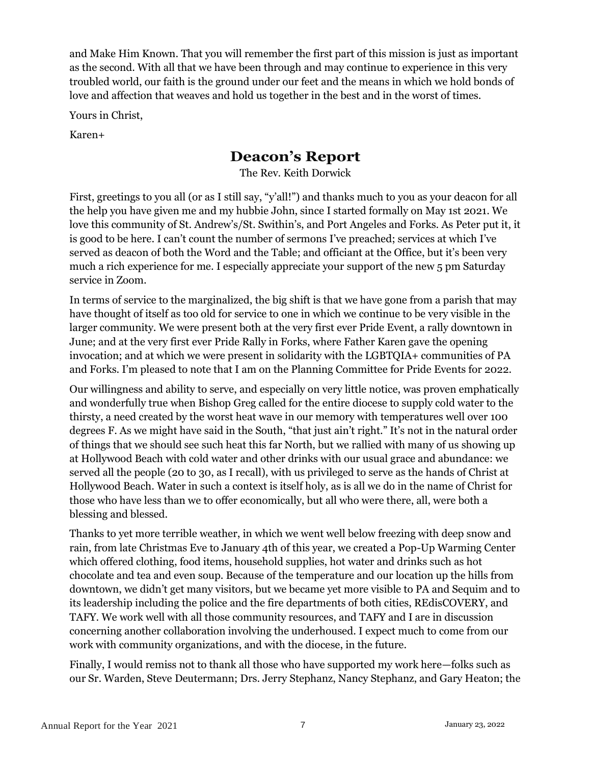and Make Him Known. That you will remember the first part of this mission is just as important as the second. With all that we have been through and may continue to experience in this very troubled world, our faith is the ground under our feet and the means in which we hold bonds of love and affection that weaves and hold us together in the best and in the worst of times.

Yours in Christ,

Karen+

## Deacon's Report

The Rev. Keith Dorwick

First, greetings to you all (or as I still say, "y'all!") and thanks much to you as your deacon for all the help you have given me and my hubbie John, since I started formally on May 1st 2021. We love this community of St. Andrew's/St. Swithin's, and Port Angeles and Forks. As Peter put it, it is good to be here. I can't count the number of sermons I've preached; services at which I've served as deacon of both the Word and the Table; and officiant at the Office, but it's been very much a rich experience for me. I especially appreciate your support of the new 5 pm Saturday service in Zoom.

In terms of service to the marginalized, the big shift is that we have gone from a parish that may have thought of itself as too old for service to one in which we continue to be very visible in the larger community. We were present both at the very first ever Pride Event, a rally downtown in June; and at the very first ever Pride Rally in Forks, where Father Karen gave the opening invocation; and at which we were present in solidarity with the LGBTQIA+ communities of PA and Forks. I'm pleased to note that I am on the Planning Committee for Pride Events for 2022.

Our willingness and ability to serve, and especially on very little notice, was proven emphatically and wonderfully true when Bishop Greg called for the entire diocese to supply cold water to the thirsty, a need created by the worst heat wave in our memory with temperatures well over 100 degrees F. As we might have said in the South, "that just ain't right." It's not in the natural order of things that we should see such heat this far North, but we rallied with many of us showing up at Hollywood Beach with cold water and other drinks with our usual grace and abundance: we served all the people (20 to 30, as I recall), with us privileged to serve as the hands of Christ at Hollywood Beach. Water in such a context is itself holy, as is all we do in the name of Christ for those who have less than we to offer economically, but all who were there, all, were both a blessing and blessed.

Thanks to yet more terrible weather, in which we went well below freezing with deep snow and rain, from late Christmas Eve to January 4th of this year, we created a Pop-Up Warming Center which offered clothing, food items, household supplies, hot water and drinks such as hot chocolate and tea and even soup. Because of the temperature and our location up the hills from downtown, we didn't get many visitors, but we became yet more visible to PA and Sequim and to its leadership including the police and the fire departments of both cities, REdisCOVERY, and TAFY. We work well with all those community resources, and TAFY and I are in discussion concerning another collaboration involving the underhoused. I expect much to come from our work with community organizations, and with the diocese, in the future.

Finally, I would remiss not to thank all those who have supported my work here—folks such as our Sr. Warden, Steve Deutermann; Drs. Jerry Stephanz, Nancy Stephanz, and Gary Heaton; the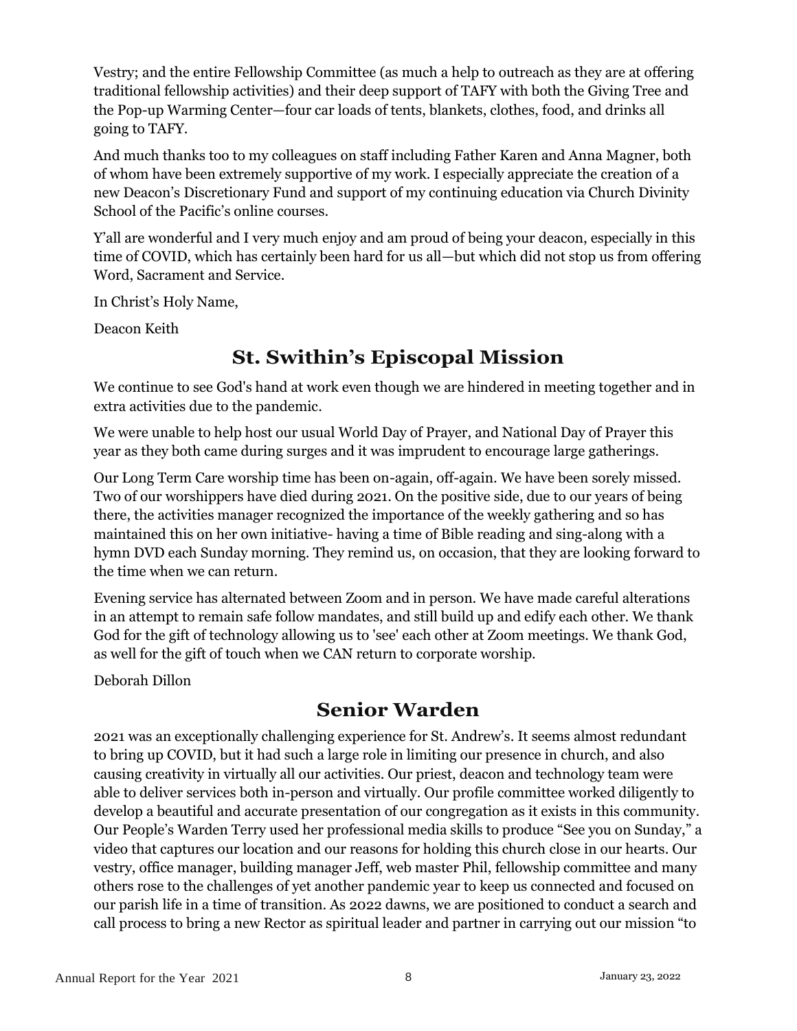Vestry; and the entire Fellowship Committee (as much a help to outreach as they are at offering traditional fellowship activities) and their deep support of TAFY with both the Giving Tree and the Pop-up Warming Center—four car loads of tents, blankets, clothes, food, and drinks all going to TAFY.

And much thanks too to my colleagues on staff including Father Karen and Anna Magner, both of whom have been extremely supportive of my work. I especially appreciate the creation of a new Deacon's Discretionary Fund and support of my continuing education via Church Divinity School of the Pacific's online courses.

Y'all are wonderful and I very much enjoy and am proud of being your deacon, especially in this time of COVID, which has certainly been hard for us all—but which did not stop us from offering Word, Sacrament and Service.

In Christ's Holy Name,

Deacon Keith

## St. Swithin's Episcopal Mission

We continue to see God's hand at work even though we are hindered in meeting together and in extra activities due to the pandemic.

We were unable to help host our usual World Day of Prayer, and National Day of Prayer this year as they both came during surges and it was imprudent to encourage large gatherings.

Our Long Term Care worship time has been on-again, off-again. We have been sorely missed. Two of our worshippers have died during 2021. On the positive side, due to our years of being there, the activities manager recognized the importance of the weekly gathering and so has maintained this on her own initiative- having a time of Bible reading and sing-along with a hymn DVD each Sunday morning. They remind us, on occasion, that they are looking forward to the time when we can return.

Evening service has alternated between Zoom and in person. We have made careful alterations in an attempt to remain safe follow mandates, and still build up and edify each other. We thank God for the gift of technology allowing us to 'see' each other at Zoom meetings. We thank God, as well for the gift of touch when we CAN return to corporate worship.

Deborah Dillon

## Senior Warden

2021 was an exceptionally challenging experience for St. Andrew's. It seems almost redundant to bring up COVID, but it had such a large role in limiting our presence in church, and also causing creativity in virtually all our activities. Our priest, deacon and technology team were able to deliver services both in-person and virtually. Our profile committee worked diligently to develop a beautiful and accurate presentation of our congregation as it exists in this community. Our People's Warden Terry used her professional media skills to produce "See you on Sunday," a video that captures our location and our reasons for holding this church close in our hearts. Our vestry, office manager, building manager Jeff, web master Phil, fellowship committee and many others rose to the challenges of yet another pandemic year to keep us connected and focused on our parish life in a time of transition. As 2022 dawns, we are positioned to conduct a search and call process to bring a new Rector as spiritual leader and partner in carrying out our mission "to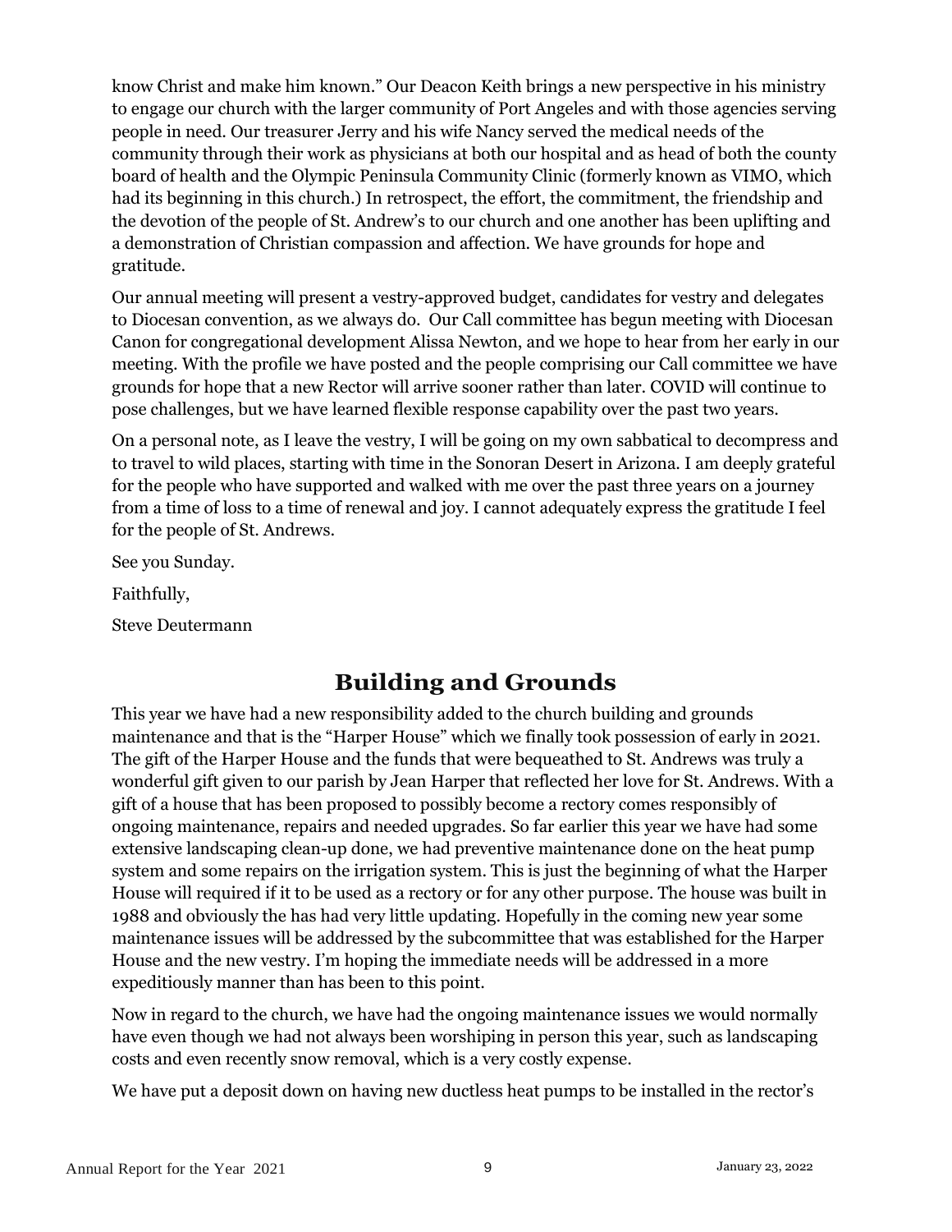know Christ and make him known." Our Deacon Keith brings a new perspective in his ministry to engage our church with the larger community of Port Angeles and with those agencies serving people in need. Our treasurer Jerry and his wife Nancy served the medical needs of the community through their work as physicians at both our hospital and as head of both the county board of health and the Olympic Peninsula Community Clinic (formerly known as VIMO, which had its beginning in this church.) In retrospect, the effort, the commitment, the friendship and the devotion of the people of St. Andrew's to our church and one another has been uplifting and a demonstration of Christian compassion and affection. We have grounds for hope and gratitude.

Our annual meeting will present a vestry-approved budget, candidates for vestry and delegates to Diocesan convention, as we always do. Our Call committee has begun meeting with Diocesan Canon for congregational development Alissa Newton, and we hope to hear from her early in our meeting. With the profile we have posted and the people comprising our Call committee we have grounds for hope that a new Rector will arrive sooner rather than later. COVID will continue to pose challenges, but we have learned flexible response capability over the past two years.

On a personal note, as I leave the vestry, I will be going on my own sabbatical to decompress and to travel to wild places, starting with time in the Sonoran Desert in Arizona. I am deeply grateful for the people who have supported and walked with me over the past three years on a journey from a time of loss to a time of renewal and joy. I cannot adequately express the gratitude I feel for the people of St. Andrews.

See you Sunday.

Faithfully,

Steve Deutermann

## Building and Grounds

This year we have had a new responsibility added to the church building and grounds maintenance and that is the "Harper House" which we finally took possession of early in 2021. The gift of the Harper House and the funds that were bequeathed to St. Andrews was truly a wonderful gift given to our parish by Jean Harper that reflected her love for St. Andrews. With a gift of a house that has been proposed to possibly become a rectory comes responsibly of ongoing maintenance, repairs and needed upgrades. So far earlier this year we have had some extensive landscaping clean-up done, we had preventive maintenance done on the heat pump system and some repairs on the irrigation system. This is just the beginning of what the Harper House will required if it to be used as a rectory or for any other purpose. The house was built in 1988 and obviously the has had very little updating. Hopefully in the coming new year some maintenance issues will be addressed by the subcommittee that was established for the Harper House and the new vestry. I'm hoping the immediate needs will be addressed in a more expeditiously manner than has been to this point.

Now in regard to the church, we have had the ongoing maintenance issues we would normally have even though we had not always been worshiping in person this year, such as landscaping costs and even recently snow removal, which is a very costly expense.

We have put a deposit down on having new ductless heat pumps to be installed in the rector's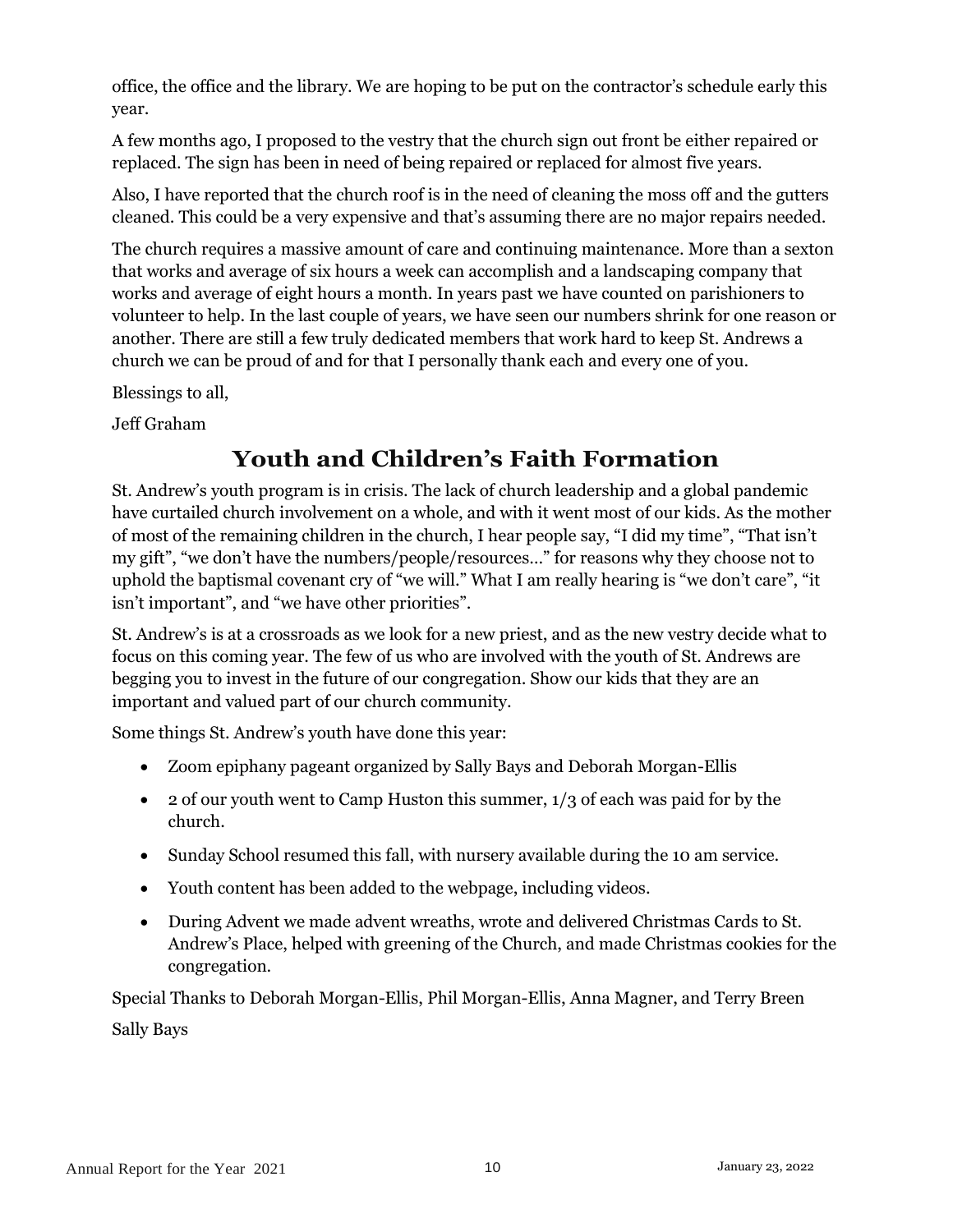office, the office and the library. We are hoping to be put on the contractor's schedule early this year.

A few months ago, I proposed to the vestry that the church sign out front be either repaired or replaced. The sign has been in need of being repaired or replaced for almost five years.

Also, I have reported that the church roof is in the need of cleaning the moss off and the gutters cleaned. This could be a very expensive and that's assuming there are no major repairs needed.

The church requires a massive amount of care and continuing maintenance. More than a sexton that works and average of six hours a week can accomplish and a landscaping company that works and average of eight hours a month. In years past we have counted on parishioners to volunteer to help. In the last couple of years, we have seen our numbers shrink for one reason or another. There are still a few truly dedicated members that work hard to keep St. Andrews a church we can be proud of and for that I personally thank each and every one of you.

Blessings to all,

Jeff Graham

# Youth and Children's Faith Formation

St. Andrew's youth program is in crisis. The lack of church leadership and a global pandemic have curtailed church involvement on a whole, and with it went most of our kids. As the mother of most of the remaining children in the church, I hear people say, "I did my time", "That isn't my gift", "we don't have the numbers/people/resources…" for reasons why they choose not to uphold the baptismal covenant cry of "we will." What I am really hearing is "we don't care", "it isn't important", and "we have other priorities".

St. Andrew's is at a crossroads as we look for a new priest, and as the new vestry decide what to focus on this coming year. The few of us who are involved with the youth of St. Andrews are begging you to invest in the future of our congregation. Show our kids that they are an important and valued part of our church community.

Some things St. Andrew's youth have done this year:

- Zoom epiphany pageant organized by Sally Bays and Deborah Morgan-Ellis
- 2 of our youth went to Camp Huston this summer, 1/3 of each was paid for by the church.
- Sunday School resumed this fall, with nursery available during the 10 am service.
- Youth content has been added to the webpage, including videos.
- During Advent we made advent wreaths, wrote and delivered Christmas Cards to St. Andrew's Place, helped with greening of the Church, and made Christmas cookies for the congregation.

Special Thanks to Deborah Morgan-Ellis, Phil Morgan-Ellis, Anna Magner, and Terry Breen

Sally Bays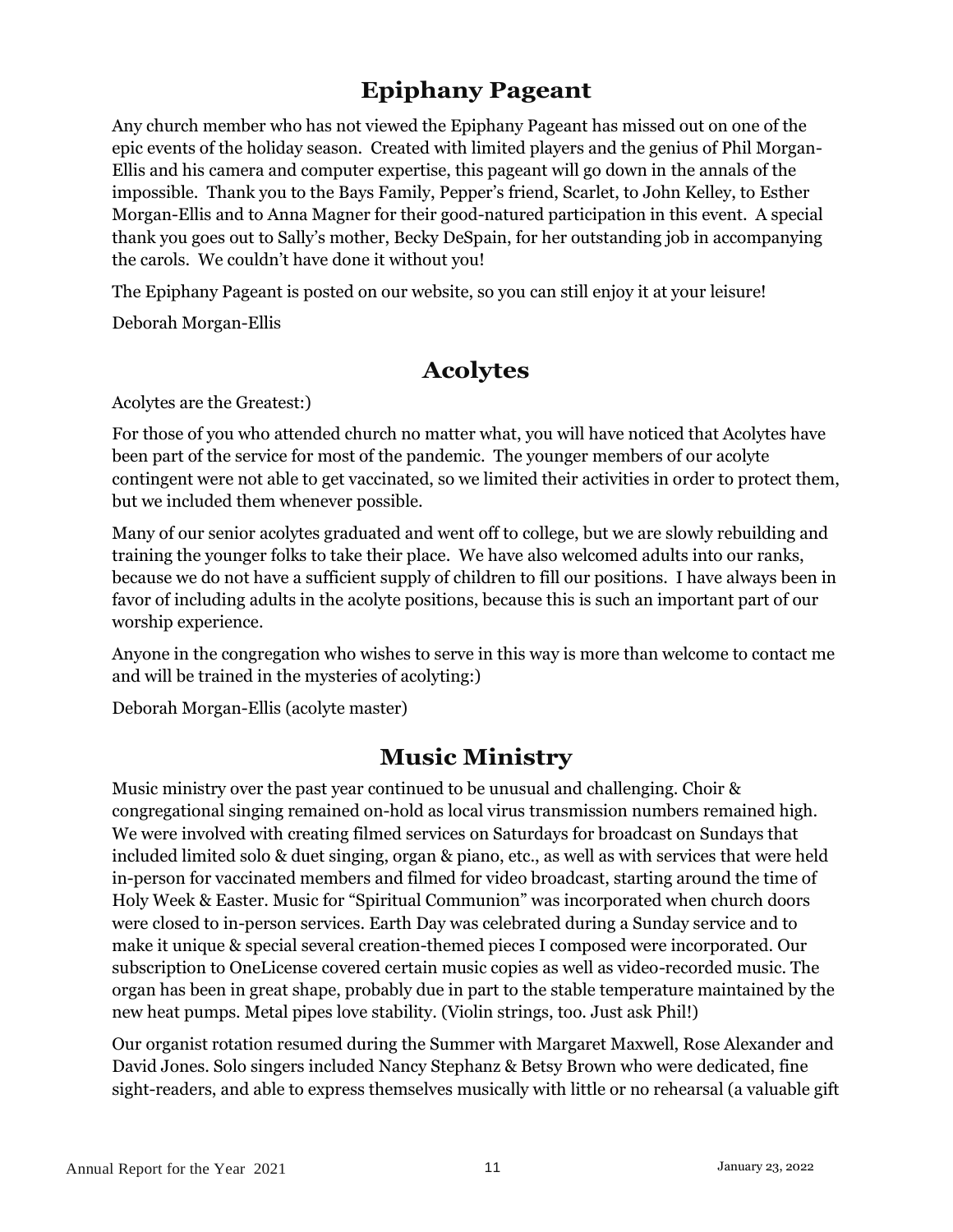## Epiphany Pageant

Any church member who has not viewed the Epiphany Pageant has missed out on one of the epic events of the holiday season. Created with limited players and the genius of Phil Morgan-Ellis and his camera and computer expertise, this pageant will go down in the annals of the impossible. Thank you to the Bays Family, Pepper's friend, Scarlet, to John Kelley, to Esther Morgan-Ellis and to Anna Magner for their good-natured participation in this event. A special thank you goes out to Sally's mother, Becky DeSpain, for her outstanding job in accompanying the carols. We couldn't have done it without you!

The Epiphany Pageant is posted on our website, so you can still enjoy it at your leisure!

Deborah Morgan-Ellis

## Acolytes

Acolytes are the Greatest:)

For those of you who attended church no matter what, you will have noticed that Acolytes have been part of the service for most of the pandemic. The younger members of our acolyte contingent were not able to get vaccinated, so we limited their activities in order to protect them, but we included them whenever possible.

Many of our senior acolytes graduated and went off to college, but we are slowly rebuilding and training the younger folks to take their place. We have also welcomed adults into our ranks, because we do not have a sufficient supply of children to fill our positions. I have always been in favor of including adults in the acolyte positions, because this is such an important part of our worship experience.

Anyone in the congregation who wishes to serve in this way is more than welcome to contact me and will be trained in the mysteries of acolyting:)

Deborah Morgan-Ellis (acolyte master)

## Music Ministry

Music ministry over the past year continued to be unusual and challenging. Choir & congregational singing remained on-hold as local virus transmission numbers remained high. We were involved with creating filmed services on Saturdays for broadcast on Sundays that included limited solo & duet singing, organ & piano, etc., as well as with services that were held in-person for vaccinated members and filmed for video broadcast, starting around the time of Holy Week & Easter. Music for "Spiritual Communion" was incorporated when church doors were closed to in-person services. Earth Day was celebrated during a Sunday service and to make it unique & special several creation-themed pieces I composed were incorporated. Our subscription to OneLicense covered certain music copies as well as video-recorded music. The organ has been in great shape, probably due in part to the stable temperature maintained by the new heat pumps. Metal pipes love stability. (Violin strings, too. Just ask Phil!)

Our organist rotation resumed during the Summer with Margaret Maxwell, Rose Alexander and David Jones. Solo singers included Nancy Stephanz & Betsy Brown who were dedicated, fine sight-readers, and able to express themselves musically with little or no rehearsal (a valuable gift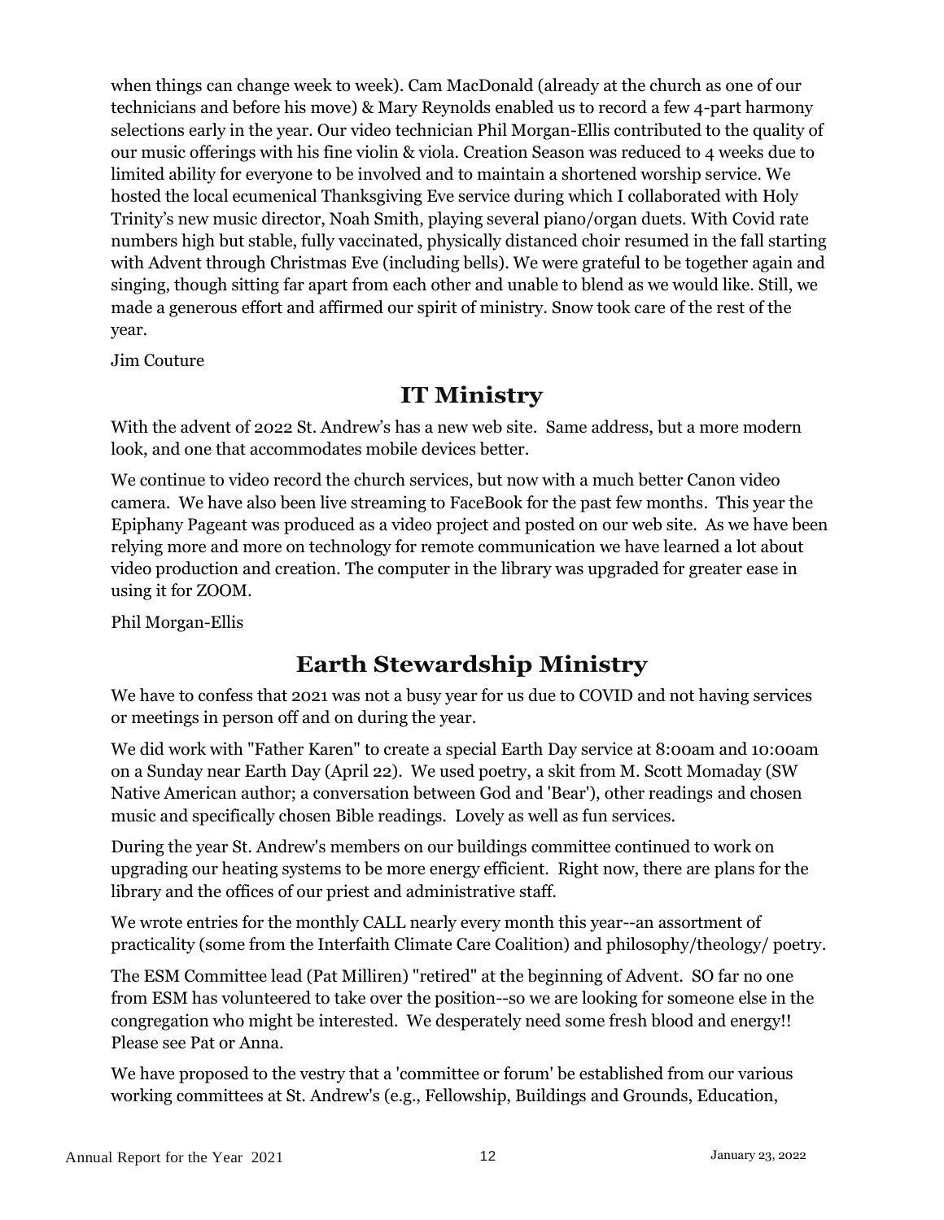when things can change week to week). Cam MacDonald (already at the church as one of our technicians and before his move) & Mary Reynolds enabled us to record a few 4-part harmony selections early in the year. Our video technician Phil Morgan-Ellis contributed to the quality of our music offerings with his fine violin & viola. Creation Season was reduced to 4 weeks due to limited ability for everyone to be involved and to maintain a shortened worship service. We hosted the local ecumenical Thanksgiving Eve service during which I collaborated with Holy Trinity's new music director, Noah Smith, playing several piano/organ duets. With Covid rate numbers high but stable, fully vaccinated, physically distanced choir resumed in the fall starting with Advent through Christmas Eve (including bells). We were grateful to be together again and singing, though sitting far apart from each other and unable to blend as we would like. Still, we made a generous effort and affirmed our spirit of ministry. Snow took care of the rest of the year.

Jim Couture

## IT Ministry

With the advent of 2022 St. Andrew's has a new web site. Same address, but a more modern look, and one that accommodates mobile devices better.

We continue to video record the church services, but now with a much better Canon video camera. We have also been live streaming to FaceBook for the past few months. This year the Epiphany Pageant was produced as a video project and posted on our web site. As we have been relying more and more on technology for remote communication we have learned a lot about video production and creation. The computer in the library was upgraded for greater ease in using it for ZOOM.

Phil Morgan-Ellis

## Earth Stewardship Ministry

We have to confess that 2021 was not a busy year for us due to COVID and not having services or meetings in person off and on during the year.

We did work with "Father Karen" to create a special Earth Day service at 8:00am and 10:00am on a Sunday near Earth Day (April 22). We used poetry, a skit from M. Scott Momaday (SW Native American author; a conversation between God and 'Bear'), other readings and chosen music and specifically chosen Bible readings. Lovely as well as fun services.

During the year St. Andrew's members on our buildings committee continued to work on upgrading our heating systems to be more energy efficient. Right now, there are plans for the library and the offices of our priest and administrative staff.

We wrote entries for the monthly CALL nearly every month this year--an assortment of practicality (some from the Interfaith Climate Care Coalition) and philosophy/theology/ poetry.

The ESM Committee lead (Pat Milliren) "retired" at the beginning of Advent. SO far no one from ESM has volunteered to take over the position--so we are looking for someone else in the congregation who might be interested. We desperately need some fresh blood and energy!! Please see Pat or Anna.

We have proposed to the vestry that a 'committee or forum' be established from our various working committees at St. Andrew's (e.g., Fellowship, Buildings and Grounds, Education,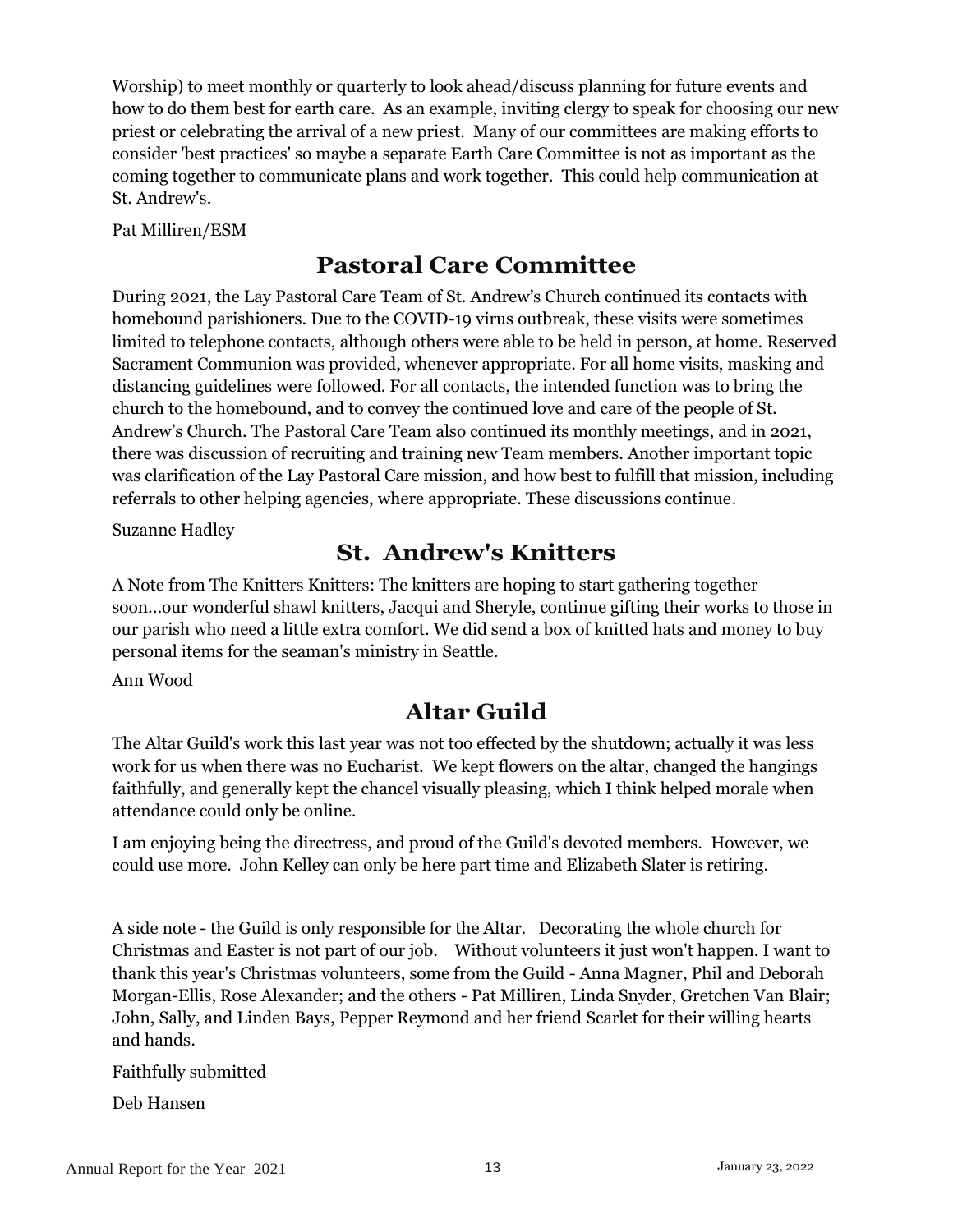Worship) to meet monthly or quarterly to look ahead/discuss planning for future events and how to do them best for earth care. As an example, inviting clergy to speak for choosing our new priest or celebrating the arrival of a new priest. Many of our committees are making efforts to consider 'best practices' so maybe a separate Earth Care Committee is not as important as the coming together to communicate plans and work together. This could help communication at St. Andrew's.

Pat Milliren/ESM

## Pastoral Care Committee

During 2021, the Lay Pastoral Care Team of St. Andrew's Church continued its contacts with homebound parishioners. Due to the COVID-19 virus outbreak, these visits were sometimes limited to telephone contacts, although others were able to be held in person, at home. Reserved Sacrament Communion was provided, whenever appropriate. For all home visits, masking and distancing guidelines were followed. For all contacts, the intended function was to bring the church to the homebound, and to convey the continued love and care of the people of St. Andrew's Church. The Pastoral Care Team also continued its monthly meetings, and in 2021, there was discussion of recruiting and training new Team members. Another important topic was clarification of the Lay Pastoral Care mission, and how best to fulfill that mission, including referrals to other helping agencies, where appropriate. These discussions continue.

Suzanne Hadley

## St. Andrew's Knitters

A Note from The Knitters Knitters: The knitters are hoping to start gathering together soon...our wonderful shawl knitters, Jacqui and Sheryle, continue gifting their works to those in our parish who need a little extra comfort. We did send a box of knitted hats and money to buy personal items for the seaman's ministry in Seattle.

Ann Wood

## Altar Guild

The Altar Guild's work this last year was not too effected by the shutdown; actually it was less work for us when there was no Eucharist. We kept flowers on the altar, changed the hangings faithfully, and generally kept the chancel visually pleasing, which I think helped morale when attendance could only be online.

I am enjoying being the directress, and proud of the Guild's devoted members. However, we could use more. John Kelley can only be here part time and Elizabeth Slater is retiring.

A side note - the Guild is only responsible for the Altar. Decorating the whole church for Christmas and Easter is not part of our job. Without volunteers it just won't happen. I want to thank this year's Christmas volunteers, some from the Guild - Anna Magner, Phil and Deborah Morgan-Ellis, Rose Alexander; and the others - Pat Milliren, Linda Snyder, Gretchen Van Blair; John, Sally, and Linden Bays, Pepper Reymond and her friend Scarlet for their willing hearts and hands.

Faithfully submitted

Deb Hansen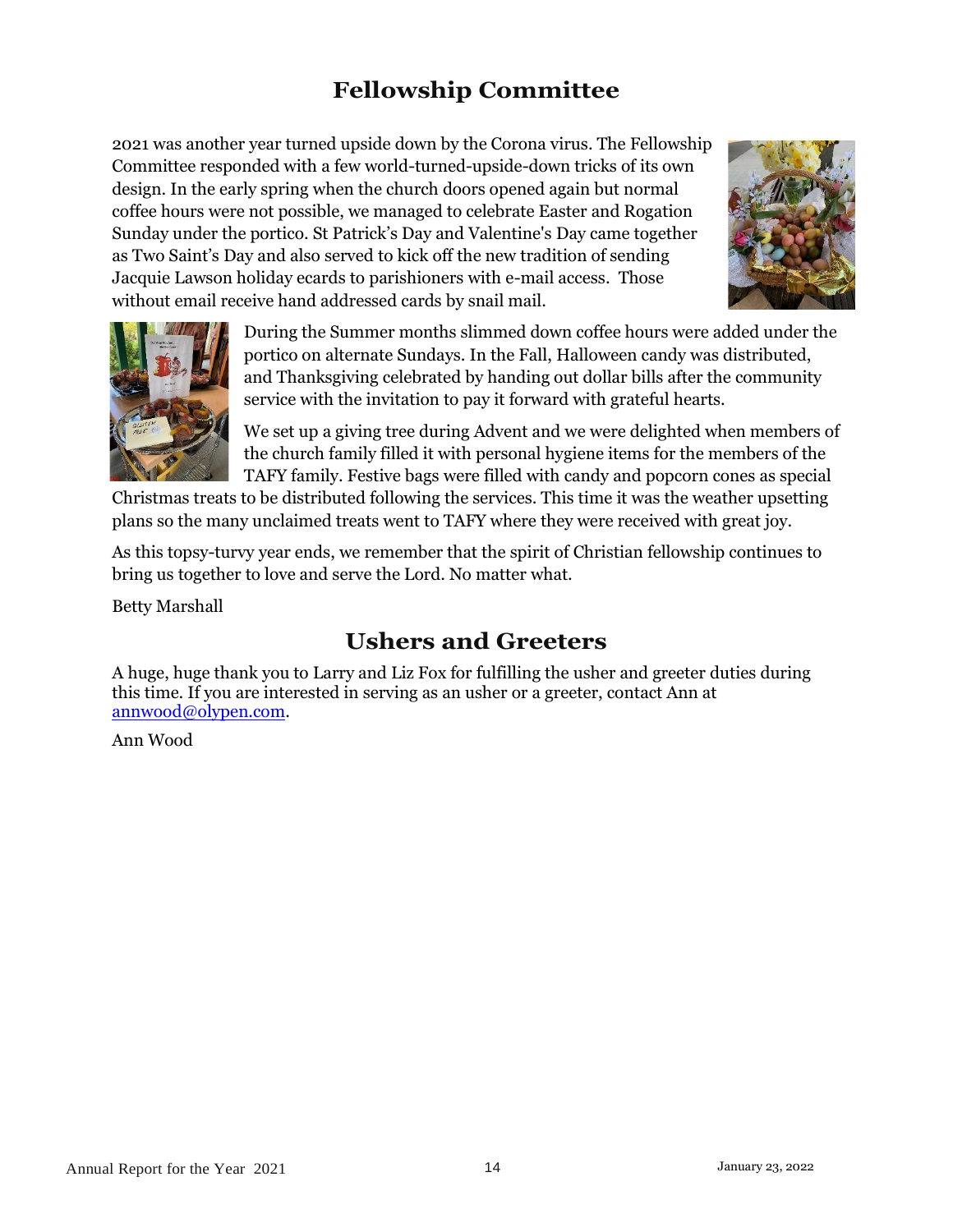## Fellowship Committee

2021 was another year turned upside down by the Corona virus. The Fellowship Committee responded with a few world-turned-upside-down tricks of its own design. In the early spring when the church doors opened again but normal coffee hours were not possible, we managed to celebrate Easter and Rogation Sunday under the portico. St Patrick's Day and Valentine's Day came together as Two Saint's Day and also served to kick off the new tradition of sending Jacquie Lawson holiday ecards to parishioners with e-mail access. Those without email receive hand addressed cards by snail mail.

During the Summer months slimmed down coffee hours were added under the portico on alternate Sundays. In the Fall, Halloween candy was distributed, and Thanksgiving celebrated by handing out dollar bills after the community service with the invitation to pay it forward with grateful hearts.

We set up a giving tree during Advent and we were delighted when members of the church family filled it with personal hygiene items for the members of the TAFY family. Festive bags were filled with candy and popcorn cones as special Christmas treats to be distributed following the services. This time it was the weather upsetting plans so the many unclaimed treats went to TAFY where they were received with great joy.

As this topsy-turvy year ends, we remember that the spirit of Christian fellowship continues to bring us together to love and serve the Lord. No matter what.

Betty Marshall

## Ushers and Greeters

A huge, huge thank you to Larry and Liz Fox for fulfilling the usher and greeter duties during this time. If you are interested in serving as an usher or a greeter, contact Ann at annwood@olypen.com.

Ann Wood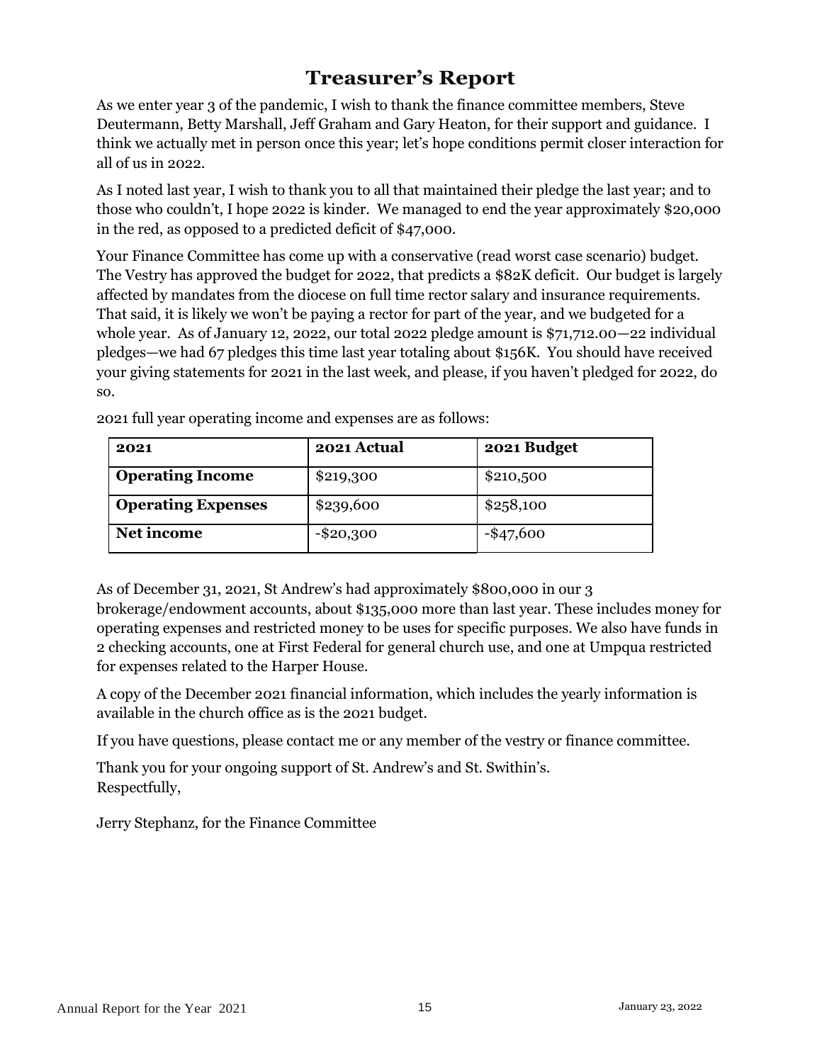# Treasurer's Report

As we enter year 3 of the pandemic, I wish to thank the finance committee members, Steve Deutermann, Betty Marshall, Jeff Graham and Gary Heaton, for their support and guidance. I think we actually met in person once this year; let's hope conditions permit closer interaction for all of us in 2022.

As I noted last year, I wish to thank you to all that maintained their pledge the last year; and to those who couldn't, I hope 2022 is kinder. We managed to end the year approximately $20,000 in the red, as opposed to a predicted deficit of $47,000.

Your Finance Committee has come up with a conservative (read worst case scenario) budget. The Vestry has approved the budget for 2022, that predicts a $82K deficit. Our budget is largely affected by mandates from the diocese on full time rector salary and insurance requirements. That said, it is likely we won't be paying a rector for part of the year, and we budgeted for a whole year. As of January 12, 2022, our total 2022 pledge amount is $71,712.00—22 individual pledges—we had 67 pledges this time last year totaling about $156K. You should have received your giving statements for 2021 in the last week, and please, if you haven't pledged for 2022, do so.

2021 full year operating income and expenses are as follows:

| 2021 | 2021 Actual | 2021 Budget |
|---|---|---|
| **Operating Income** | $219,300 | $210,500 |
| **Operating Expenses** | $239,600 | $258,100 |
| **Net income** | -$20,300 | -$47,600 |

As of December 31, 2021, St Andrew's had approximately $800,000 in our 3 brokerage/endowment accounts, about $135,000 more than last year. These includes money for operating expenses and restricted money to be uses for specific purposes. We also have funds in 2 checking accounts, one at First Federal for general church use, and one at Umpqua restricted for expenses related to the Harper House.

A copy of the December 2021 financial information, which includes the yearly information is available in the church office as is the 2021 budget.

If you have questions, please contact me or any member of the vestry or finance committee.

Thank you for your ongoing support of St. Andrew's and St. Swithin's.
Respectfully,

Jerry Stephanz, for the Finance Committee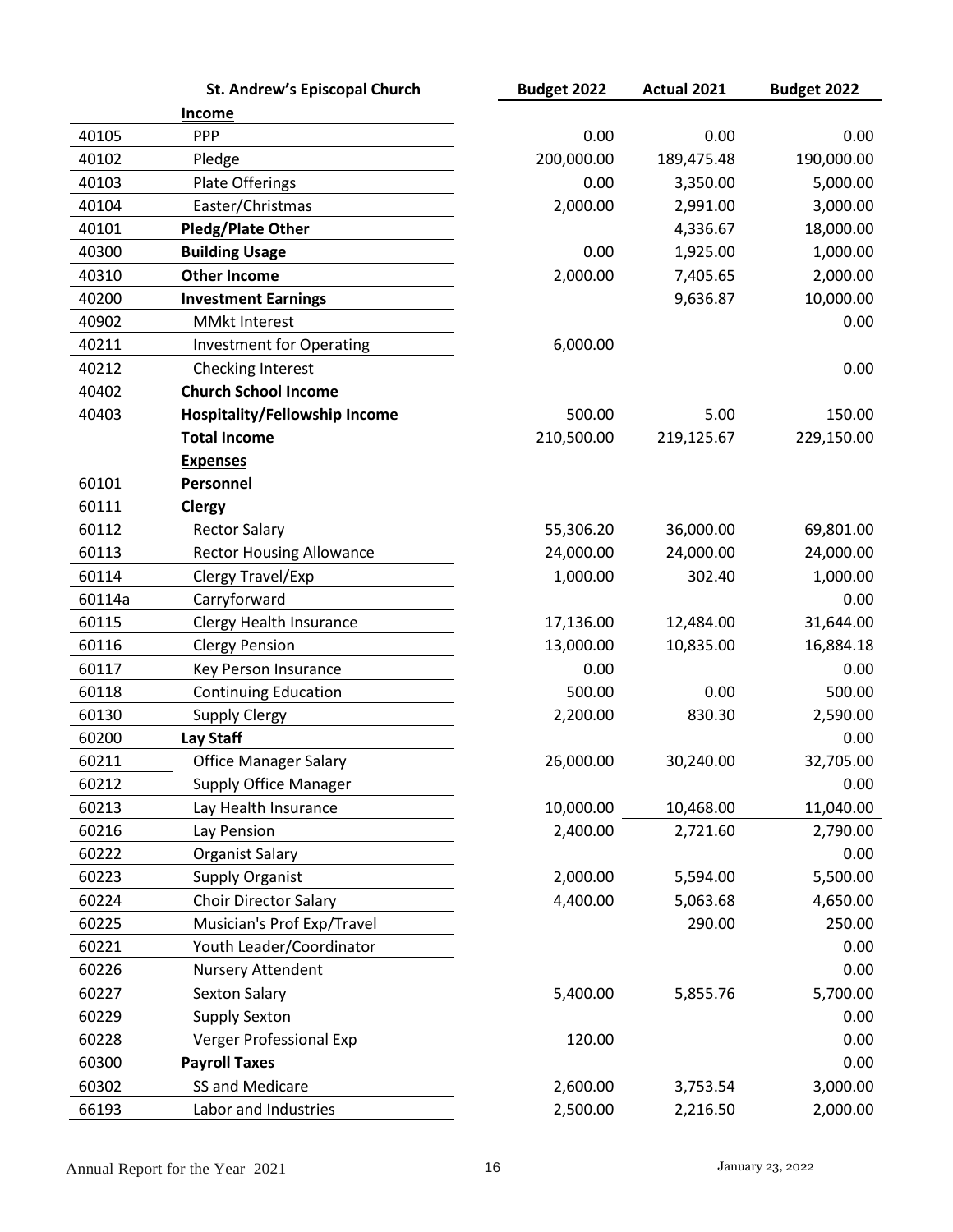| | St. Andrew's Episcopal Church | Budget 2022 | Actual 2021 | Budget 2022 |
|---|---|---|---|---|
| | **Income** | | | |
| 40105 | PPP | 0.00 | 0.00 | 0.00 |
| 40102 | Pledge | 200,000.00 | 189,475.48 | 190,000.00 |
| 40103 | Plate Offerings | 0.00 | 3,350.00 | 5,000.00 |
| 40104 | Easter/Christmas | 2,000.00 | 2,991.00 | 3,000.00 |
| 40101 | **Pledg/Plate Other** | | 4,336.67 | 18,000.00 |
| 40300 | **Building Usage** | 0.00 | 1,925.00 | 1,000.00 |
| 40310 | **Other Income** | 2,000.00 | 7,405.65 | 2,000.00 |
| 40200 | **Investment Earnings** | | 9,636.87 | 10,000.00 |
| 40902 | MMkt Interest | | | 0.00 |
| 40211 | Investment for Operating | 6,000.00 | | |
| 40212 | Checking Interest | | | 0.00 |
| 40402 | **Church School Income** | | | |
| 40403 | **Hospitality/Fellowship Income** | 500.00 | 5.00 | 150.00 |
| | **Total Income** | 210,500.00 | 219,125.67 | 229,150.00 |
| | **Expenses** | | | |
| 60101 | **Personnel** | | | |
| 60111 | **Clergy** | | | |
| 60112 | Rector Salary | 55,306.20 | 36,000.00 | 69,801.00 |
| 60113 | Rector Housing Allowance | 24,000.00 | 24,000.00 | 24,000.00 |
| 60114 | Clergy Travel/Exp | 1,000.00 | 302.40 | 1,000.00 |
| 60114a | Carryforward | | | 0.00 |
| 60115 | Clergy Health Insurance | 17,136.00 | 12,484.00 | 31,644.00 |
| 60116 | Clergy Pension | 13,000.00 | 10,835.00 | 16,884.18 |
| 60117 | Key Person Insurance | 0.00 | | 0.00 |
| 60118 | Continuing Education | 500.00 | 0.00 | 500.00 |
| 60130 | Supply Clergy | 2,200.00 | 830.30 | 2,590.00 |
| 60200 | **Lay Staff** | | | 0.00 |
| 60211 | Office Manager Salary | 26,000.00 | 30,240.00 | 32,705.00 |
| 60212 | Supply Office Manager | | | 0.00 |
| 60213 | Lay Health Insurance | 10,000.00 | 10,468.00 | 11,040.00 |
| 60216 | Lay Pension | 2,400.00 | 2,721.60 | 2,790.00 |
| 60222 | Organist Salary | | | 0.00 |
| 60223 | Supply Organist | 2,000.00 | 5,594.00 | 5,500.00 |
| 60224 | Choir Director Salary | 4,400.00 | 5,063.68 | 4,650.00 |
| 60225 | Musician's Prof Exp/Travel | | 290.00 | 250.00 |
| 60221 | Youth Leader/Coordinator | | | 0.00 |
| 60226 | Nursery Attendent | | | 0.00 |
| 60227 | Sexton Salary | 5,400.00 | 5,855.76 | 5,700.00 |
| 60229 | Supply Sexton | | | 0.00 |
| 60228 | Verger Professional Exp | 120.00 | | 0.00 |
| 60300 | **Payroll Taxes** | | | 0.00 |
| 60302 | SS and Medicare | 2,600.00 | 3,753.54 | 3,000.00 |
| 66193 | Labor and Industries | 2,500.00 | 2,216.50 | 2,000.00 |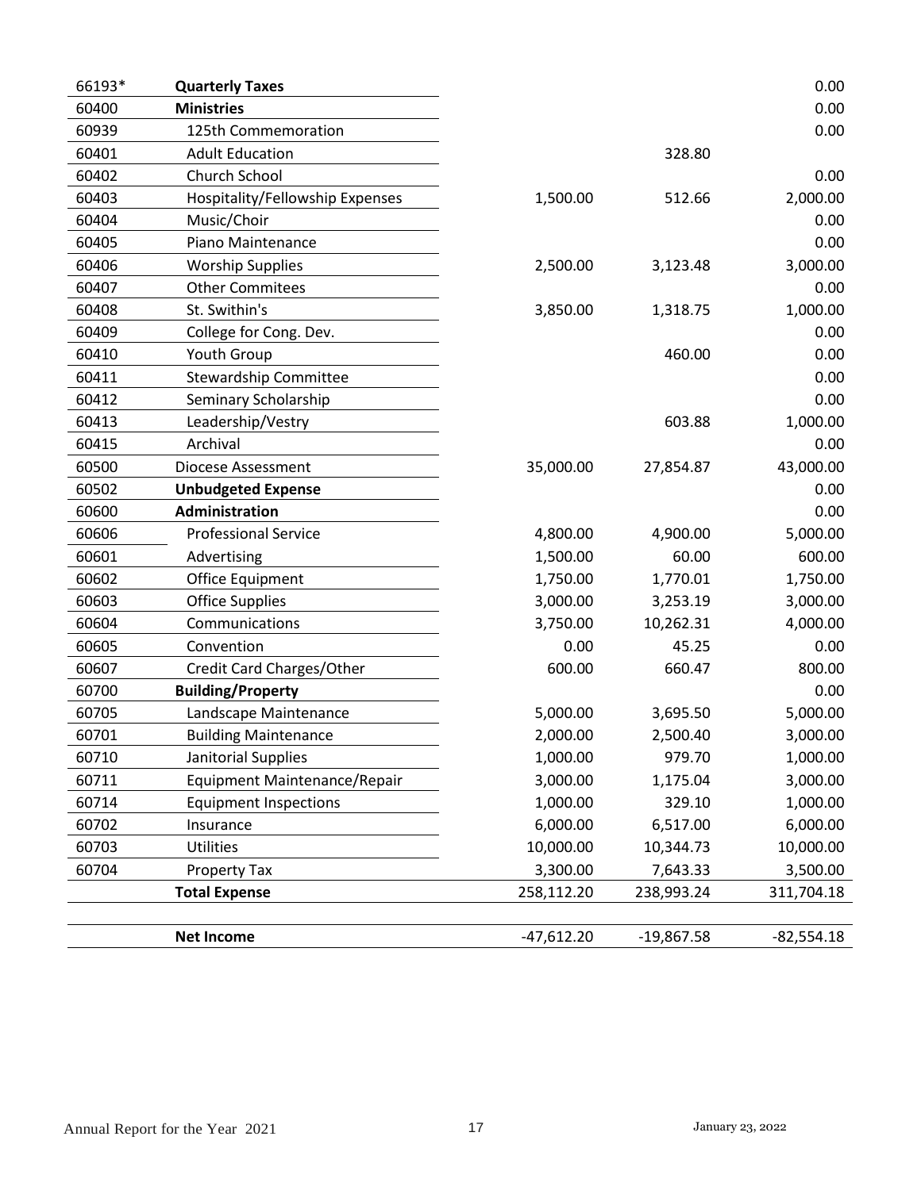| | | | | |
|---|---|---|---|---|
| 66193* | **Quarterly Taxes** | | | 0.00 |
| 60400 | **Ministries** | | | 0.00 |
| 60939 | 125th Commemoration | | | 0.00 |
| 60401 | Adult Education | | 328.80 | |
| 60402 | Church School | | | 0.00 |
| 60403 | Hospitality/Fellowship Expenses | 1,500.00 | 512.66 | 2,000.00 |
| 60404 | Music/Choir | | | 0.00 |
| 60405 | Piano Maintenance | | | 0.00 |
| 60406 | Worship Supplies | 2,500.00 | 3,123.48 | 3,000.00 |
| 60407 | Other Commitees | | | 0.00 |
| 60408 | St. Swithin's | 3,850.00 | 1,318.75 | 1,000.00 |
| 60409 | College for Cong. Dev. | | | 0.00 |
| 60410 | Youth Group | | 460.00 | 0.00 |
| 60411 | Stewardship Committee | | | 0.00 |
| 60412 | Seminary Scholarship | | | 0.00 |
| 60413 | Leadership/Vestry | | 603.88 | 1,000.00 |
| 60415 | Archival | | | 0.00 |
| 60500 | Diocese Assessment | 35,000.00 | 27,854.87 | 43,000.00 |
| 60502 | **Unbudgeted Expense** | | | 0.00 |
| 60600 | **Administration** | | | 0.00 |
| 60606 | Professional Service | 4,800.00 | 4,900.00 | 5,000.00 |
| 60601 | Advertising | 1,500.00 | 60.00 | 600.00 |
| 60602 | Office Equipment | 1,750.00 | 1,770.01 | 1,750.00 |
| 60603 | Office Supplies | 3,000.00 | 3,253.19 | 3,000.00 |
| 60604 | Communications | 3,750.00 | 10,262.31 | 4,000.00 |
| 60605 | Convention | 0.00 | 45.25 | 0.00 |
| 60607 | Credit Card Charges/Other | 600.00 | 660.47 | 800.00 |
| 60700 | **Building/Property** | | | 0.00 |
| 60705 | Landscape Maintenance | 5,000.00 | 3,695.50 | 5,000.00 |
| 60701 | Building Maintenance | 2,000.00 | 2,500.40 | 3,000.00 |
| 60710 | Janitorial Supplies | 1,000.00 | 979.70 | 1,000.00 |
| 60711 | Equipment Maintenance/Repair | 3,000.00 | 1,175.04 | 3,000.00 |
| 60714 | Equipment Inspections | 1,000.00 | 329.10 | 1,000.00 |
| 60702 | Insurance | 6,000.00 | 6,517.00 | 6,000.00 |
| 60703 | Utilities | 10,000.00 | 10,344.73 | 10,000.00 |
| 60704 | Property Tax | 3,300.00 | 7,643.33 | 3,500.00 |
| | **Total Expense** | 258,112.20 | 238,993.24 | 311,704.18 |
| | | | | |
| | **Net Income** | -47,612.20 | -19,867.58 | -82,554.18 |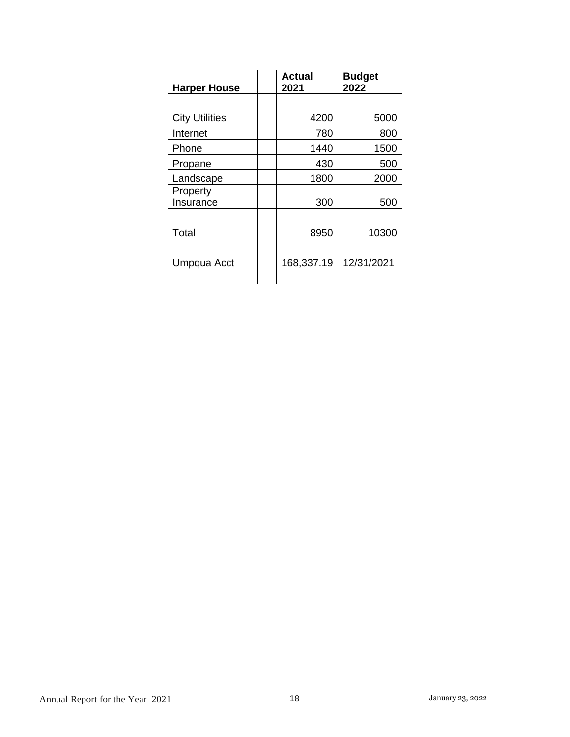| Harper House | | Actual 2021 | Budget 2022 |
|---|---|---|---|
| | | | |
| City Utilities | | 4200 | 5000 |
| Internet | | 780 | 800 |
| Phone | | 1440 | 1500 |
| Propane | | 430 | 500 |
| Landscape | | 1800 | 2000 |
| Property Insurance | | 300 | 500 |
| | | | |
| Total | | 8950 | 10300 |
| | | | |
| Umpqua Acct | | 168,337.19 | 12/31/2021 |
| | | | |